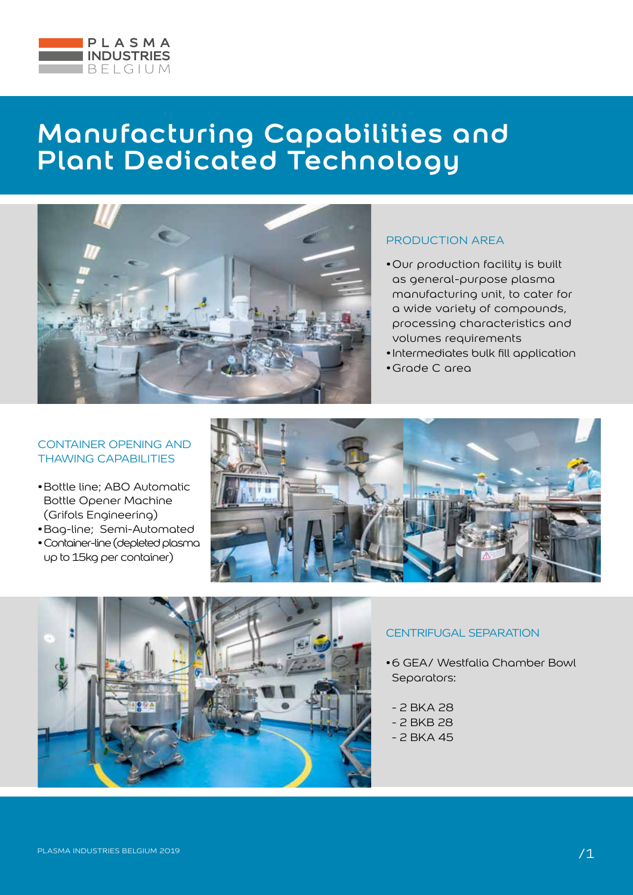PLASMA INDUSTRIES BELGIUM

# Manufacturing Capabilities and Plant Dedicated Technology

## PRODUCTION AREA

- Our production facility is built as general-purpose plasma manufacturing unit, to cater for a wide variety of compounds, processing characteristics and volumes requirements
- Intermediates bulk fill application
- Grade C area

## CONTAINER OPENING AND THAWING CAPABILITIES

- Bottle line; ABO Automatic Bottle Opener Machine (Grifols Engineering)
- Bag-line; Semi-Automated
- Container-line (depleted plasma up to 15kg per container)

## CENTRIFUGAL SEPARATION

- 6 GEA/ Westfalia Chamber Bowl Separators:

  - 2 BKA 28
  - 2 BKB 28
  - 2 BKA 45

PLASMA INDUSTRIES BELGIUM 2019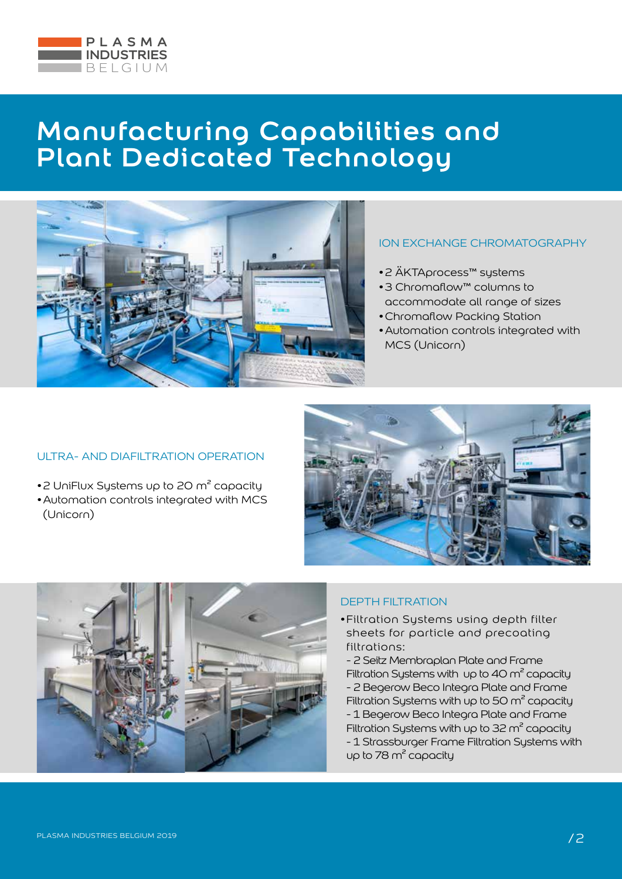# Manufacturing Capabilities and Plant Dedicated Technology

## ION EXCHANGE CHROMATOGRAPHY

- 2 ÄKTAprocess™ systems
- 3 Chromaflow™ columns to accommodate all range of sizes
- Chromaflow Packing Station
- Automation controls integrated with MCS (Unicorn)

## ULTRA- AND DIAFILTRATION OPERATION

- 2 UniFlux Systems up to 20 m² capacity
- Automation controls integrated with MCS (Unicorn)

## DEPTH FILTRATION

- Filtration Systems using depth filter sheets for particle and precoating filtrations:
  - 2 Seitz Membraplan Plate and Frame Filtration Systems with up to 40 m² capacity
  - 2 Begerow Beco Integra Plate and Frame Filtration Systems with up to 50 m² capacity
  - 1 Begerow Beco Integra Plate and Frame Filtration Systems with up to 32 m² capacity
  - 1 Strassburger Frame Filtration Systems with up to 78 m² capacity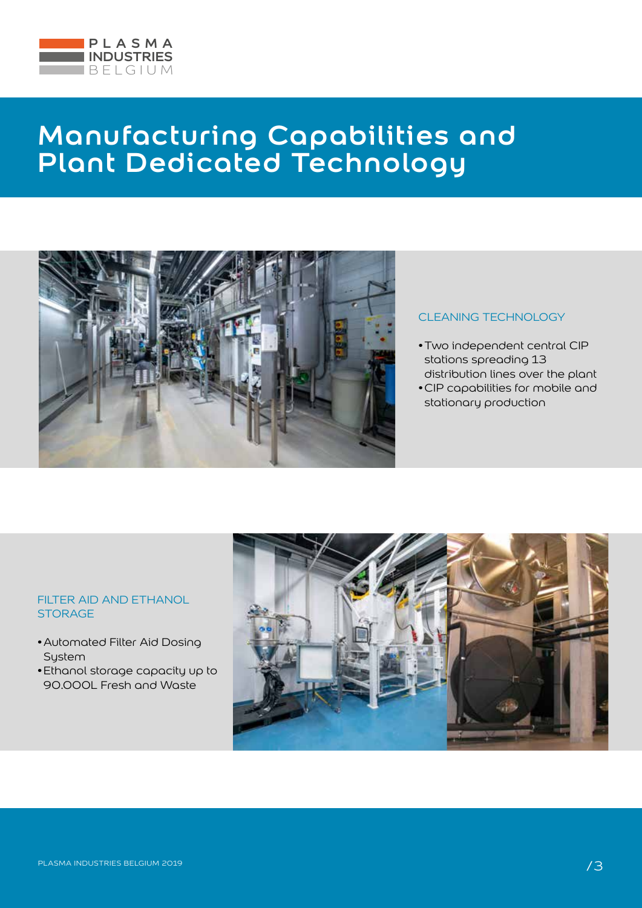# Manufacturing Capabilities and Plant Dedicated Technology

## CLEANING TECHNOLOGY

- Two independent central CIP stations spreading 13 distribution lines over the plant
- CIP capabilities for mobile and stationary production

## FILTER AID AND ETHANOL STORAGE

- Automated Filter Aid Dosing System
- Ethanol storage capacity up to 90.000L Fresh and Waste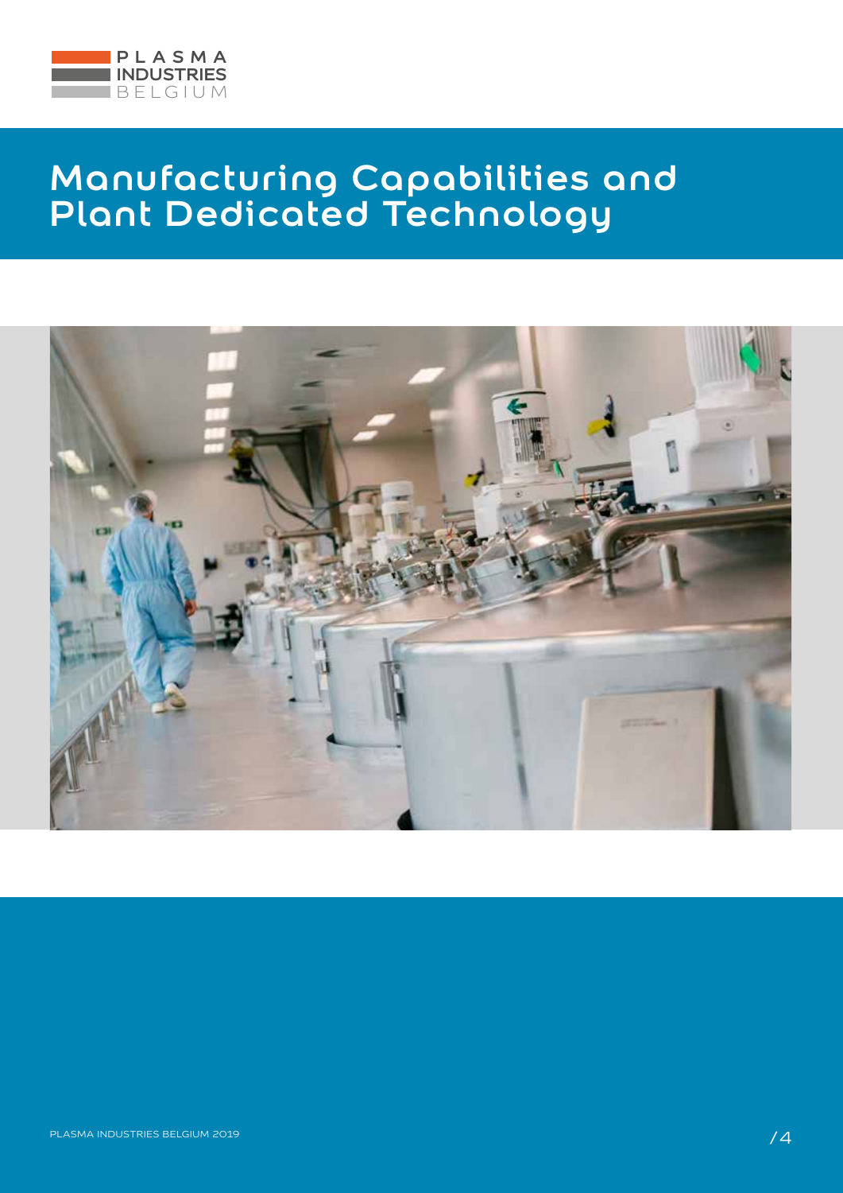PLASMA INDUSTRIES BELGIUM

# Manufacturing Capabilities and Plant Dedicated Technology